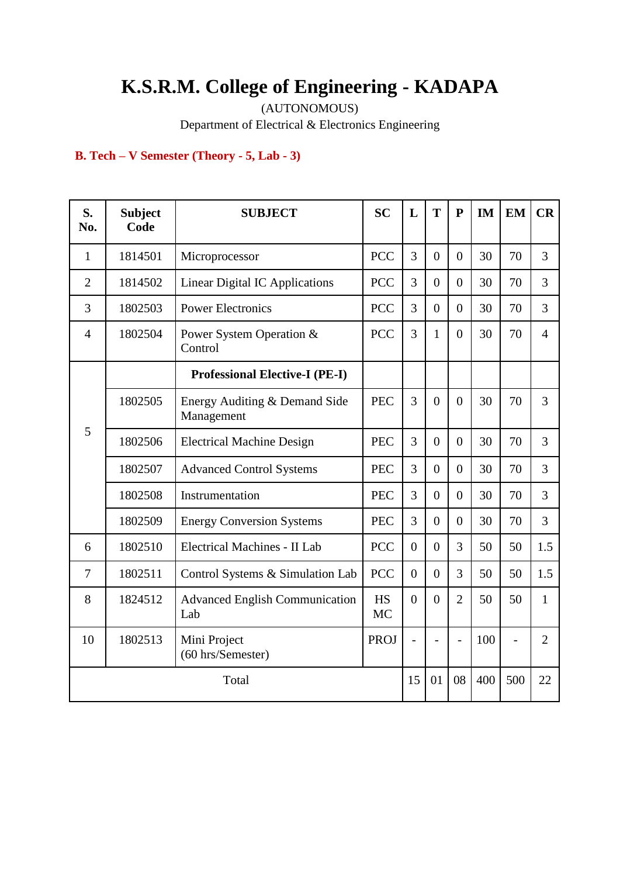# K.S.R.M. College of Engineering - KADAPA

(AUTONOMOUS)

Department of Electrical & Electronics Engineering

**B. Tech – V Semester (Theory - 5, Lab - 3)**

| S. No. | Subject Code | SUBJECT | SC | L | T | P | IM | EM | CR |
|---|---|---|---|---|---|---|---|---|---|
| 1 | 1814501 | Microprocessor | PCC | 3 | 0 | 0 | 30 | 70 | 3 |
| 2 | 1814502 | Linear Digital IC Applications | PCC | 3 | 0 | 0 | 30 | 70 | 3 |
| 3 | 1802503 | Power Electronics | PCC | 3 | 0 | 0 | 30 | 70 | 3 |
| 4 | 1802504 | Power System Operation & Control | PCC | 3 | 1 | 0 | 30 | 70 | 4 |
| 5 | | **Professional Elective-I (PE-I)** | | | | | | | |
| | 1802505 | Energy Auditing & Demand Side Management | PEC | 3 | 0 | 0 | 30 | 70 | 3 |
| | 1802506 | Electrical Machine Design | PEC | 3 | 0 | 0 | 30 | 70 | 3 |
| | 1802507 | Advanced Control Systems | PEC | 3 | 0 | 0 | 30 | 70 | 3 |
| | 1802508 | Instrumentation | PEC | 3 | 0 | 0 | 30 | 70 | 3 |
| | 1802509 | Energy Conversion Systems | PEC | 3 | 0 | 0 | 30 | 70 | 3 |
| 6 | 1802510 | Electrical Machines - II Lab | PCC | 0 | 0 | 3 | 50 | 50 | 1.5 |
| 7 | 1802511 | Control Systems & Simulation Lab | PCC | 0 | 0 | 3 | 50 | 50 | 1.5 |
| 8 | 1824512 | Advanced English Communication Lab | HS MC | 0 | 0 | 2 | 50 | 50 | 1 |
| 10 | 1802513 | Mini Project (60 hrs/Semester) | PROJ | - | - | - | 100 | - | 2 |
| Total | | | | 15 | 01 | 08 | 400 | 500 | 22 |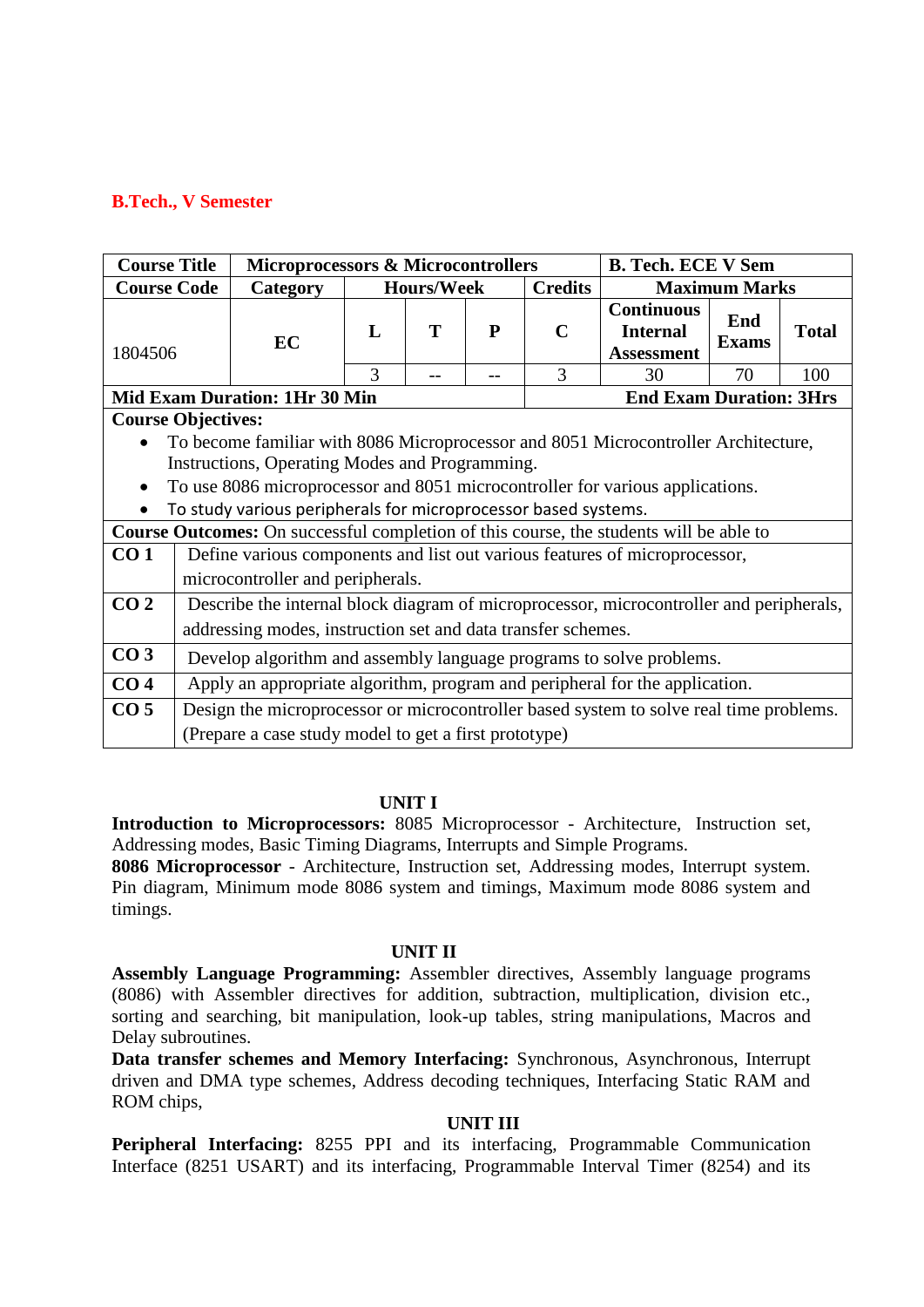**B.Tech., V Semester**

| Course Title | Microprocessors & Microcontrollers | | | | | B. Tech. ECE V Sem | | |
|---|---|---|---|---|---|---|---|---|
| Course Code | Category | Hours/Week | | | Credits | Maximum Marks | | |
| 1804506 | EC | L | T | P | C | Continuous Internal Assessment | End Exams | Total |
| | | 3 | -- | -- | 3 | 30 | 70 | 100 |
| Mid Exam Duration: 1Hr 30 Min | | | | | End Exam Duration: 3Hrs | | | |

**Course Objectives:**

- To become familiar with 8086 Microprocessor and 8051 Microcontroller Architecture, Instructions, Operating Modes and Programming.
- To use 8086 microprocessor and 8051 microcontroller for various applications.
- To study various peripherals for microprocessor based systems.

**Course Outcomes:** On successful completion of this course, the students will be able to

| | |
|---|---|
| **CO 1** | Define various components and list out various features of microprocessor, microcontroller and peripherals. |
| **CO 2** | Describe the internal block diagram of microprocessor, microcontroller and peripherals, addressing modes, instruction set and data transfer schemes. |
| **CO 3** | Develop algorithm and assembly language programs to solve problems. |
| **CO 4** | Apply an appropriate algorithm, program and peripheral for the application. |
| **CO 5** | Design the microprocessor or microcontroller based system to solve real time problems. (Prepare a case study model to get a first prototype) |

**UNIT I**

**Introduction to Microprocessors:** 8085 Microprocessor - Architecture, Instruction set, Addressing modes, Basic Timing Diagrams, Interrupts and Simple Programs.

**8086 Microprocessor** - Architecture, Instruction set, Addressing modes, Interrupt system. Pin diagram, Minimum mode 8086 system and timings, Maximum mode 8086 system and timings.

**UNIT II**

**Assembly Language Programming:** Assembler directives, Assembly language programs (8086) with Assembler directives for addition, subtraction, multiplication, division etc., sorting and searching, bit manipulation, look-up tables, string manipulations, Macros and Delay subroutines.

**Data transfer schemes and Memory Interfacing:** Synchronous, Asynchronous, Interrupt driven and DMA type schemes, Address decoding techniques, Interfacing Static RAM and ROM chips,

**UNIT III**

**Peripheral Interfacing:** 8255 PPI and its interfacing, Programmable Communication Interface (8251 USART) and its interfacing, Programmable Interval Timer (8254) and its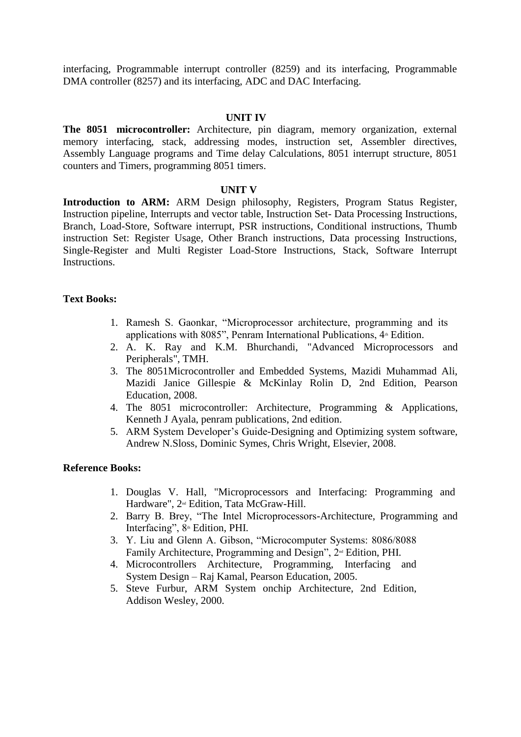interfacing, Programmable interrupt controller (8259) and its interfacing, Programmable DMA controller (8257) and its interfacing, ADC and DAC Interfacing.

### UNIT IV

**The 8051 microcontroller:** Architecture, pin diagram, memory organization, external memory interfacing, stack, addressing modes, instruction set, Assembler directives, Assembly Language programs and Time delay Calculations, 8051 interrupt structure, 8051 counters and Timers, programming 8051 timers.

### UNIT V

**Introduction to ARM:** ARM Design philosophy, Registers, Program Status Register, Instruction pipeline, Interrupts and vector table, Instruction Set- Data Processing Instructions, Branch, Load-Store, Software interrupt, PSR instructions, Conditional instructions, Thumb instruction Set: Register Usage, Other Branch instructions, Data processing Instructions, Single-Register and Multi Register Load-Store Instructions, Stack, Software Interrupt Instructions.

**Text Books:**

1. Ramesh S. Gaonkar, "Microprocessor architecture, programming and its applications with 8085", Penram International Publications, 4th Edition.
2. A. K. Ray and K.M. Bhurchandi, "Advanced Microprocessors and Peripherals", TMH.
3. The 8051Microcontroller and Embedded Systems, Mazidi Muhammad Ali, Mazidi Janice Gillespie & McKinlay Rolin D, 2nd Edition, Pearson Education, 2008.
4. The 8051 microcontroller: Architecture, Programming & Applications, Kenneth J Ayala, penram publications, 2nd edition.
5. ARM System Developer's Guide-Designing and Optimizing system software, Andrew N.Sloss, Dominic Symes, Chris Wright, Elsevier, 2008.

**Reference Books:**

1. Douglas V. Hall, "Microprocessors and Interfacing: Programming and Hardware", 2nd Edition, Tata McGraw-Hill.
2. Barry B. Brey, "The Intel Microprocessors-Architecture, Programming and Interfacing", 8th Edition, PHI.
3. Y. Liu and Glenn A. Gibson, "Microcomputer Systems: 8086/8088 Family Architecture, Programming and Design", 2nd Edition, PHI.
4. Microcontrollers Architecture, Programming, Interfacing and System Design – Raj Kamal, Pearson Education, 2005.
5. Steve Furbur, ARM System onchip Architecture, 2nd Edition, Addison Wesley, 2000.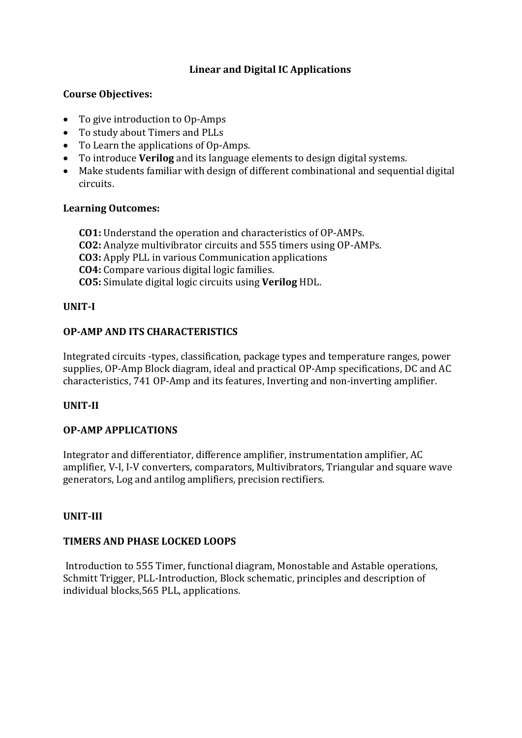# Linear and Digital IC Applications

## Course Objectives:

- To give introduction to Op-Amps
- To study about Timers and PLLs
- To Learn the applications of Op-Amps.
- To introduce **Verilog** and its language elements to design digital systems.
- Make students familiar with design of different combinational and sequential digital circuits.

## Learning Outcomes:

**CO1:** Understand the operation and characteristics of OP-AMPs.
**CO2:** Analyze multivibrator circuits and 555 timers using OP-AMPs.
**CO3:** Apply PLL in various Communication applications
**CO4:** Compare various digital logic families.
**CO5:** Simulate digital logic circuits using **Verilog** HDL.

## UNIT-I

### OP-AMP AND ITS CHARACTERISTICS

Integrated circuits -types, classification, package types and temperature ranges, power supplies, OP-Amp Block diagram, ideal and practical OP-Amp specifications, DC and AC characteristics, 741 OP-Amp and its features, Inverting and non-inverting amplifier.

## UNIT-II

### OP-AMP APPLICATIONS

Integrator and differentiator, difference amplifier, instrumentation amplifier, AC amplifier, V-I, I-V converters, comparators, Multivibrators, Triangular and square wave generators, Log and antilog amplifiers, precision rectifiers.

## UNIT-III

### TIMERS AND PHASE LOCKED LOOPS

Introduction to 555 Timer, functional diagram, Monostable and Astable operations, Schmitt Trigger, PLL-Introduction, Block schematic, principles and description of individual blocks,565 PLL, applications.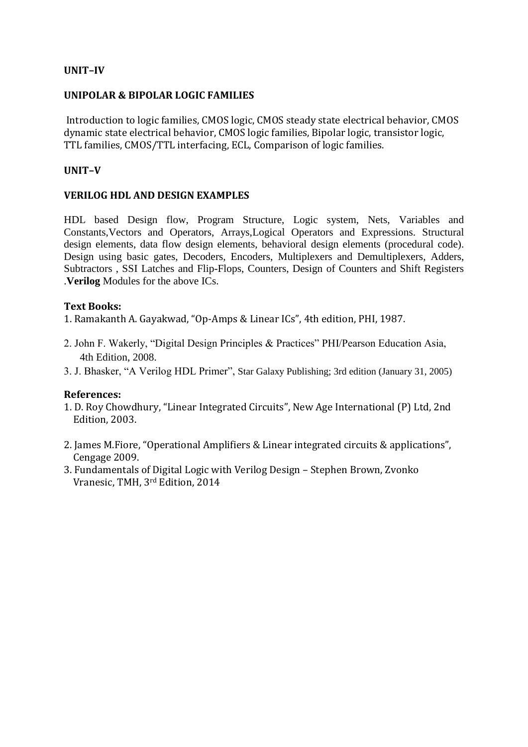**UNIT–IV**

**UNIPOLAR & BIPOLAR LOGIC FAMILIES**

Introduction to logic families, CMOS logic, CMOS steady state electrical behavior, CMOS dynamic state electrical behavior, CMOS logic families, Bipolar logic, transistor logic, TTL families, CMOS/TTL interfacing, ECL, Comparison of logic families.

**UNIT–V**

**VERILOG HDL AND DESIGN EXAMPLES**

HDL based Design flow, Program Structure, Logic system, Nets, Variables and Constants,Vectors and Operators, Arrays,Logical Operators and Expressions. Structural design elements, data flow design elements, behavioral design elements (procedural code). Design using basic gates, Decoders, Encoders, Multiplexers and Demultiplexers, Adders, Subtractors , SSI Latches and Flip-Flops, Counters, Design of Counters and Shift Registers .**Verilog** Modules for the above ICs.

**Text Books:**

1. Ramakanth A. Gayakwad, "Op-Amps & Linear ICs", 4th edition, PHI, 1987.
2. John F. Wakerly, "Digital Design Principles & Practices" PHI/Pearson Education Asia, 4th Edition, 2008.
3. J. Bhasker, "A Verilog HDL Primer", Star Galaxy Publishing; 3rd edition (January 31, 2005)

**References:**

1. D. Roy Chowdhury, "Linear Integrated Circuits", New Age International (P) Ltd, 2nd Edition, 2003.
2. James M.Fiore, "Operational Amplifiers & Linear integrated circuits & applications", Cengage 2009.
3. Fundamentals of Digital Logic with Verilog Design – Stephen Brown, Zvonko Vranesic, TMH, 3rd Edition, 2014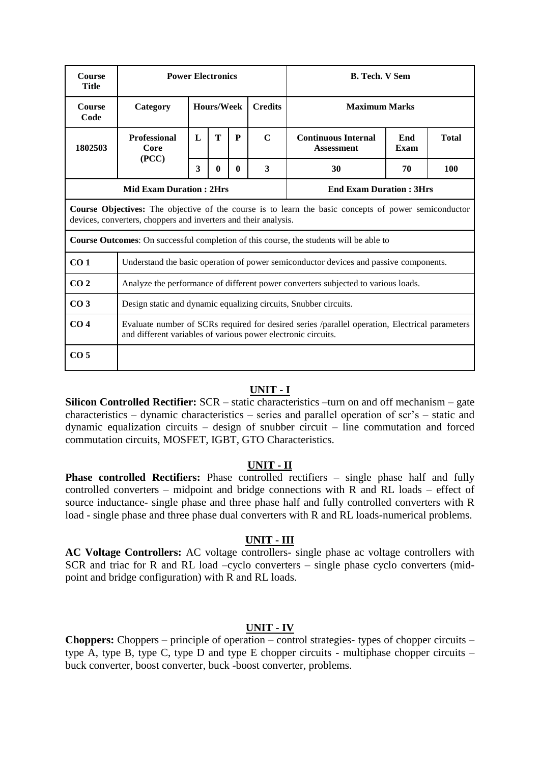| Course Title | Power Electronics | | | | | B. Tech. V Sem | | |
|---|---|---|---|---|---|---|---|---|
| **Course Code** | **Category** | **Hours/Week** | | | **Credits** | **Maximum Marks** | | |
| **1802503** | **Professional Core (PCC)** | **L** | **T** | **P** | **C** | **Continuous Internal Assessment** | **End Exam** | **Total** |
| | | **3** | **0** | **0** | **3** | **30** | **70** | **100** |
| **Mid Exam Duration : 2Hrs** | | | | | | **End Exam Duration : 3Hrs** | | |
| **Course Objectives:** The objective of the course is to learn the basic concepts of power semiconductor devices, converters, choppers and inverters and their analysis. | | | | | | | | |
| **Course Outcomes**: On successful completion of this course, the students will be able to | | | | | | | | |
| **CO 1** | Understand the basic operation of power semiconductor devices and passive components. | | | | | | | |
| **CO 2** | Analyze the performance of different power converters subjected to various loads. | | | | | | | |
| **CO 3** | Design static and dynamic equalizing circuits, Snubber circuits. | | | | | | | |
| **CO 4** | Evaluate number of SCRs required for desired series /parallel operation, Electrical parameters and different variables of various power electronic circuits. | | | | | | | |
| **CO 5** | | | | | | | | |

## UNIT - I

**Silicon Controlled Rectifier:** SCR – static characteristics –turn on and off mechanism – gate characteristics – dynamic characteristics – series and parallel operation of scr's – static and dynamic equalization circuits – design of snubber circuit – line commutation and forced commutation circuits, MOSFET, IGBT, GTO Characteristics.

## UNIT - II

**Phase controlled Rectifiers:** Phase controlled rectifiers – single phase half and fully controlled converters – midpoint and bridge connections with R and RL loads – effect of source inductance- single phase and three phase half and fully controlled converters with R load - single phase and three phase dual converters with R and RL loads-numerical problems.

## UNIT - III

**AC Voltage Controllers:** AC voltage controllers- single phase ac voltage controllers with SCR and triac for R and RL load –cyclo converters – single phase cyclo converters (mid-point and bridge configuration) with R and RL loads.

## UNIT - IV

**Choppers:** Choppers – principle of operation – control strategies- types of chopper circuits – type A, type B, type C, type D and type E chopper circuits - multiphase chopper circuits – buck converter, boost converter, buck -boost converter, problems.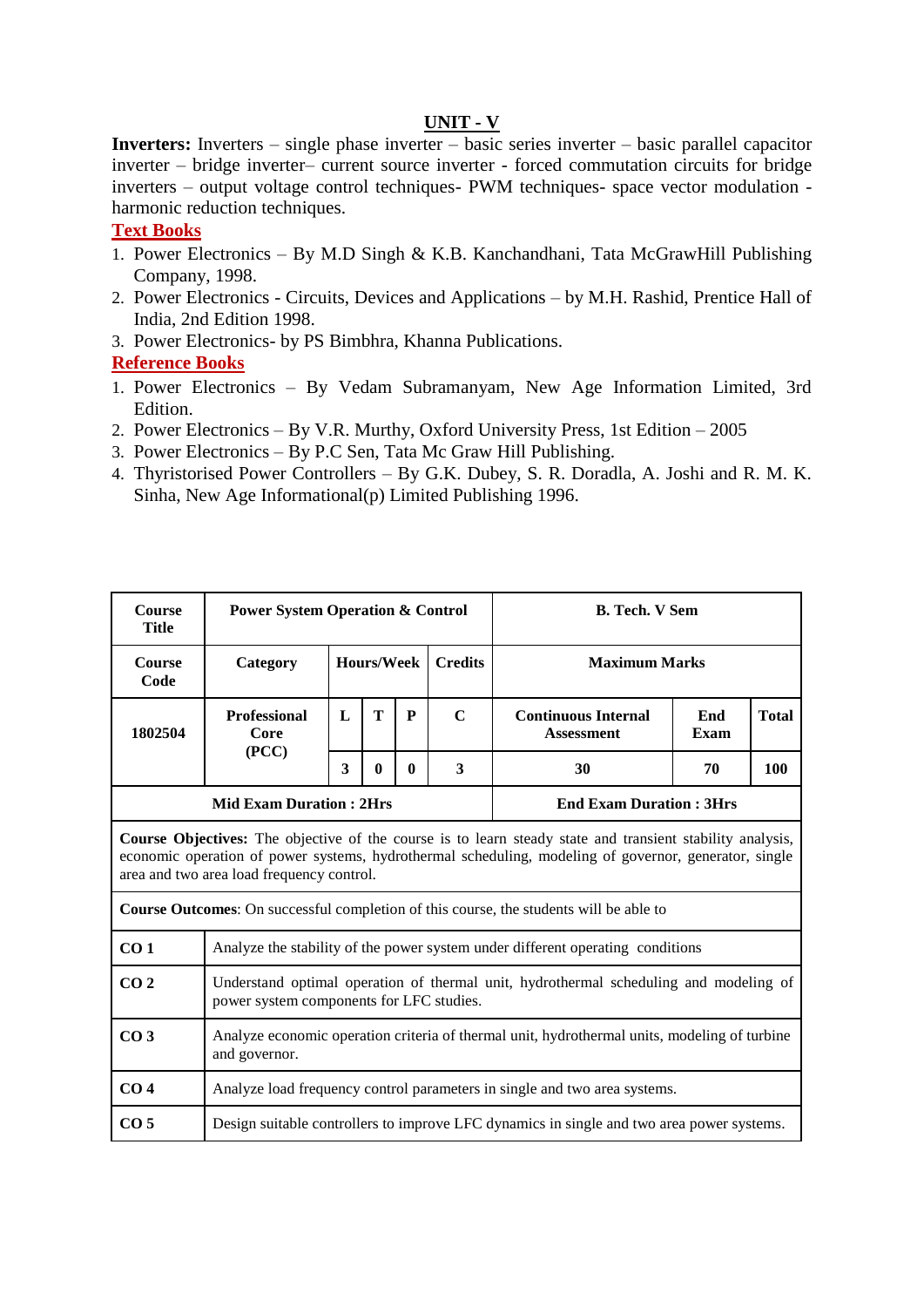## UNIT - V

**Inverters:** Inverters – single phase inverter – basic series inverter – basic parallel capacitor inverter – bridge inverter– current source inverter - forced commutation circuits for bridge inverters – output voltage control techniques- PWM techniques- space vector modulation - harmonic reduction techniques.

### Text Books

1. Power Electronics – By M.D Singh & K.B. Kanchandhani, Tata McGrawHill Publishing Company, 1998.
2. Power Electronics - Circuits, Devices and Applications – by M.H. Rashid, Prentice Hall of India, 2nd Edition 1998.
3. Power Electronics- by PS Bimbhra, Khanna Publications.

### Reference Books

1. Power Electronics – By Vedam Subramanyam, New Age Information Limited, 3rd Edition.
2. Power Electronics – By V.R. Murthy, Oxford University Press, 1st Edition – 2005
3. Power Electronics – By P.C Sen, Tata Mc Graw Hill Publishing.
4. Thyristorised Power Controllers – By G.K. Dubey, S. R. Doradla, A. Joshi and R. M. K. Sinha, New Age Informational(p) Limited Publishing 1996.

| **Course Title** | **Power System Operation & Control** | | | | | **B. Tech. V Sem** | | |
|---|---|---|---|---|---|---|---|---|
| **Course Code** | **Category** | **Hours/Week** | | | **Credits** | **Maximum Marks** | | |
| **1802504** | **Professional Core (PCC)** | **L** | **T** | **P** | **C** | **Continuous Internal Assessment** | **End Exam** | **Total** |
| | | **3** | **0** | **0** | **3** | **30** | **70** | **100** |
| **Mid Exam Duration : 2Hrs** | | | | | | **End Exam Duration : 3Hrs** | | |

**Course Objectives:** The objective of the course is to learn steady state and transient stability analysis, economic operation of power systems, hydrothermal scheduling, modeling of governor, generator, single area and two area load frequency control.

**Course Outcomes**: On successful completion of this course, the students will be able to

| | |
|---|---|
| **CO 1** | Analyze the stability of the power system under different operating conditions |
| **CO 2** | Understand optimal operation of thermal unit, hydrothermal scheduling and modeling of power system components for LFC studies. |
| **CO 3** | Analyze economic operation criteria of thermal unit, hydrothermal units, modeling of turbine and governor. |
| **CO 4** | Analyze load frequency control parameters in single and two area systems. |
| **CO 5** | Design suitable controllers to improve LFC dynamics in single and two area power systems. |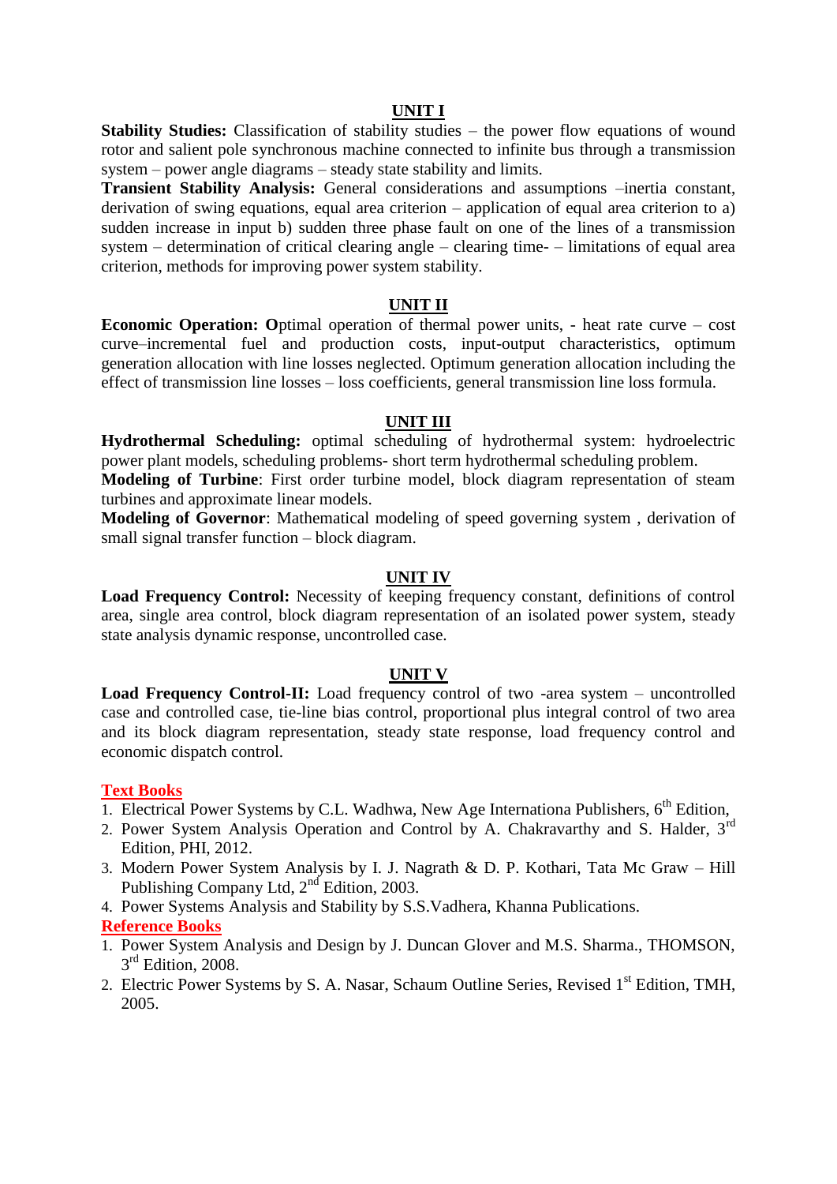## UNIT I

**Stability Studies:** Classification of stability studies – the power flow equations of wound rotor and salient pole synchronous machine connected to infinite bus through a transmission system – power angle diagrams – steady state stability and limits.

**Transient Stability Analysis:** General considerations and assumptions –inertia constant, derivation of swing equations, equal area criterion – application of equal area criterion to a) sudden increase in input b) sudden three phase fault on one of the lines of a transmission system – determination of critical clearing angle – clearing time- – limitations of equal area criterion, methods for improving power system stability.

## UNIT II

**Economic Operation: O**ptimal operation of thermal power units, - heat rate curve – cost curve–incremental fuel and production costs, input-output characteristics, optimum generation allocation with line losses neglected. Optimum generation allocation including the effect of transmission line losses – loss coefficients, general transmission line loss formula.

## UNIT III

**Hydrothermal Scheduling:** optimal scheduling of hydrothermal system: hydroelectric power plant models, scheduling problems- short term hydrothermal scheduling problem.

**Modeling of Turbine**: First order turbine model, block diagram representation of steam turbines and approximate linear models.

**Modeling of Governor**: Mathematical modeling of speed governing system , derivation of small signal transfer function – block diagram.

## UNIT IV

**Load Frequency Control:** Necessity of keeping frequency constant, definitions of control area, single area control, block diagram representation of an isolated power system, steady state analysis dynamic response, uncontrolled case.

## UNIT V

**Load Frequency Control-II:** Load frequency control of two -area system – uncontrolled case and controlled case, tie-line bias control, proportional plus integral control of two area and its block diagram representation, steady state response, load frequency control and economic dispatch control.

**Text Books**

1. Electrical Power Systems by C.L. Wadhwa, New Age Internationa Publishers, 6th Edition,
2. Power System Analysis Operation and Control by A. Chakravarthy and S. Halder, 3rd Edition, PHI, 2012.
3. Modern Power System Analysis by I. J. Nagrath & D. P. Kothari, Tata Mc Graw – Hill Publishing Company Ltd, 2nd Edition, 2003.
4. Power Systems Analysis and Stability by S.S.Vadhera, Khanna Publications.

**Reference Books**

1. Power System Analysis and Design by J. Duncan Glover and M.S. Sharma., THOMSON, 3rd Edition, 2008.
2. Electric Power Systems by S. A. Nasar, Schaum Outline Series, Revised 1st Edition, TMH, 2005.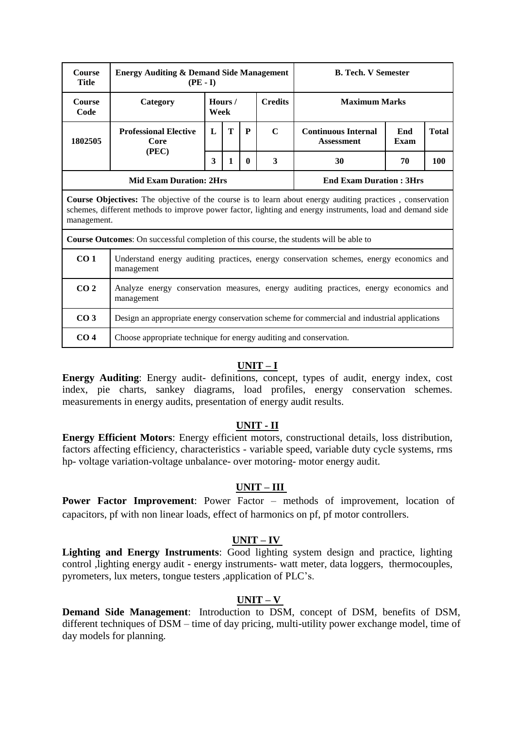| **Course Title** | **Energy Auditing & Demand Side Management (PE - I)** | | | | | **B. Tech. V Semester** | | |
|---|---|---|---|---|---|---|---|---|
| **Course Code** | **Category** | **Hours / Week** | | | **Credits** | **Maximum Marks** | | |
| **1802505** | **Professional Elective Core (PEC)** | **L** | **T** | **P** | **C** | **Continuous Internal Assessment** | **End Exam** | **Total** |
| | | **3** | **1** | **0** | **3** | **30** | **70** | **100** |
| **Mid Exam Duration: 2Hrs** | | | | | | **End Exam Duration : 3Hrs** | | |

**Course Objectives:** The objective of the course is to learn about energy auditing practices , conservation schemes, different methods to improve power factor, lighting and energy instruments, load and demand side management.

**Course Outcomes**: On successful completion of this course, the students will be able to

| | |
|---|---|
| **CO 1** | Understand energy auditing practices, energy conservation schemes, energy economics and management |
| **CO 2** | Analyze energy conservation measures, energy auditing practices, energy economics and management |
| **CO 3** | Design an appropriate energy conservation scheme for commercial and industrial applications |
| **CO 4** | Choose appropriate technique for energy auditing and conservation. |

## UNIT – I

**Energy Auditing**: Energy audit- definitions, concept, types of audit, energy index, cost index, pie charts, sankey diagrams, load profiles, energy conservation schemes. measurements in energy audits, presentation of energy audit results.

## UNIT - II

**Energy Efficient Motors**: Energy efficient motors, constructional details, loss distribution, factors affecting efficiency, characteristics - variable speed, variable duty cycle systems, rms hp- voltage variation-voltage unbalance- over motoring- motor energy audit.

## UNIT – III

**Power Factor Improvement**: Power Factor – methods of improvement, location of capacitors, pf with non linear loads, effect of harmonics on pf, pf motor controllers.

## UNIT – IV

**Lighting and Energy Instruments**: Good lighting system design and practice, lighting control ,lighting energy audit - energy instruments- watt meter, data loggers, thermocouples, pyrometers, lux meters, tongue testers ,application of PLC's.

## UNIT – V

**Demand Side Management**: Introduction to DSM, concept of DSM, benefits of DSM, different techniques of DSM – time of day pricing, multi-utility power exchange model, time of day models for planning.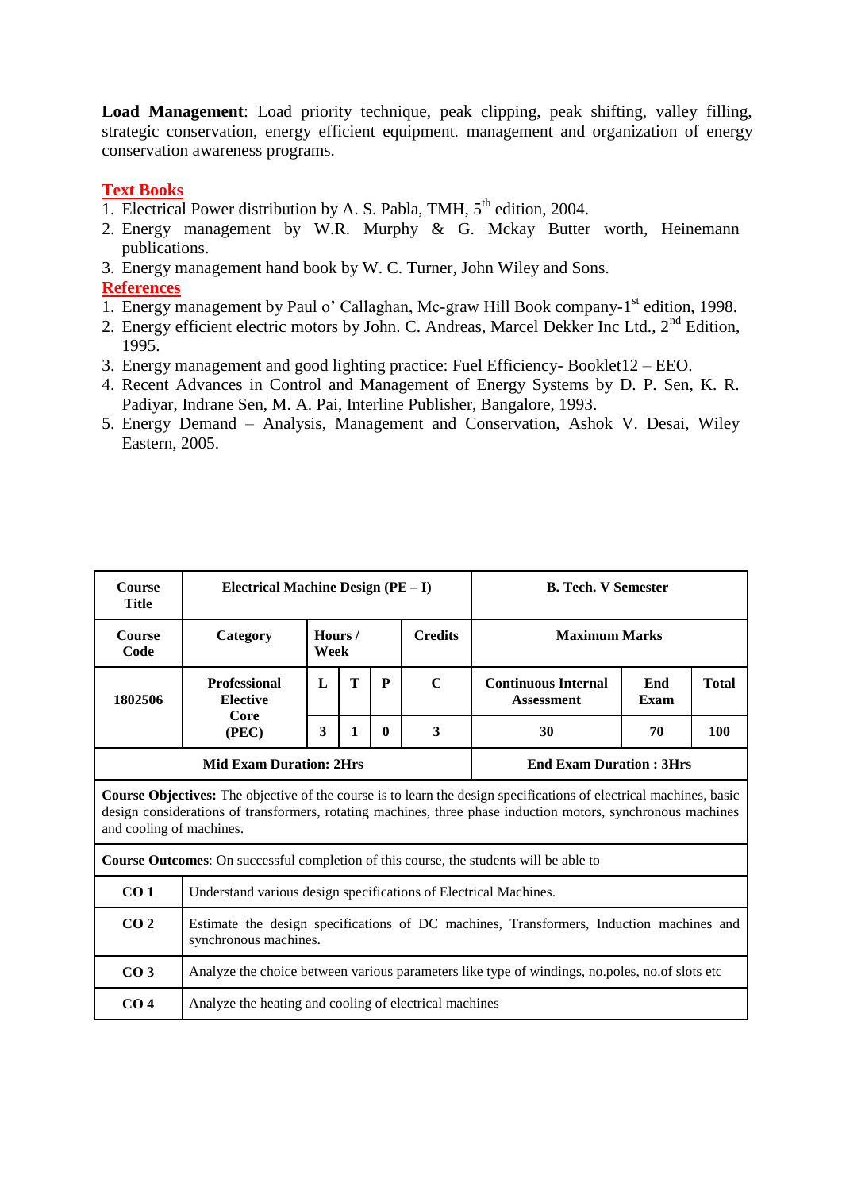**Load Management**: Load priority technique, peak clipping, peak shifting, valley filling, strategic conservation, energy efficient equipment. management and organization of energy conservation awareness programs.

**Text Books**

1. Electrical Power distribution by A. S. Pabla, TMH, 5th edition, 2004.
2. Energy management by W.R. Murphy & G. Mckay Butter worth, Heinemann publications.
3. Energy management hand book by W. C. Turner, John Wiley and Sons.

**References**

1. Energy management by Paul o' Callaghan, Mc-graw Hill Book company-1st edition, 1998.
2. Energy efficient electric motors by John. C. Andreas, Marcel Dekker Inc Ltd., 2nd Edition, 1995.
3. Energy management and good lighting practice: Fuel Efficiency- Booklet12 – EEO.
4. Recent Advances in Control and Management of Energy Systems by D. P. Sen, K. R. Padiyar, Indrane Sen, M. A. Pai, Interline Publisher, Bangalore, 1993.
5. Energy Demand – Analysis, Management and Conservation, Ashok V. Desai, Wiley Eastern, 2005.

| **Course Title** | **Electrical Machine Design (PE – I)** | | | | | **B. Tech. V Semester** | | |
|---|---|---|---|---|---|---|---|---|
| **Course Code** | **Category** | **Hours / Week** | | | **Credits** | **Maximum Marks** | | |
| **1802506** | **Professional Elective Core (PEC)** | **L** | **T** | **P** | **C** | **Continuous Internal Assessment** | **End Exam** | **Total** |
| | | **3** | **1** | **0** | **3** | **30** | **70** | **100** |
| **Mid Exam Duration: 2Hrs** | | | | | | **End Exam Duration : 3Hrs** | | |

**Course Objectives:** The objective of the course is to learn the design specifications of electrical machines, basic design considerations of transformers, rotating machines, three phase induction motors, synchronous machines and cooling of machines.

**Course Outcomes**: On successful completion of this course, the students will be able to

| | |
|---|---|
| **CO 1** | Understand various design specifications of Electrical Machines. |
| **CO 2** | Estimate the design specifications of DC machines, Transformers, Induction machines and synchronous machines. |
| **CO 3** | Analyze the choice between various parameters like type of windings, no.poles, no.of slots etc |
| **CO 4** | Analyze the heating and cooling of electrical machines |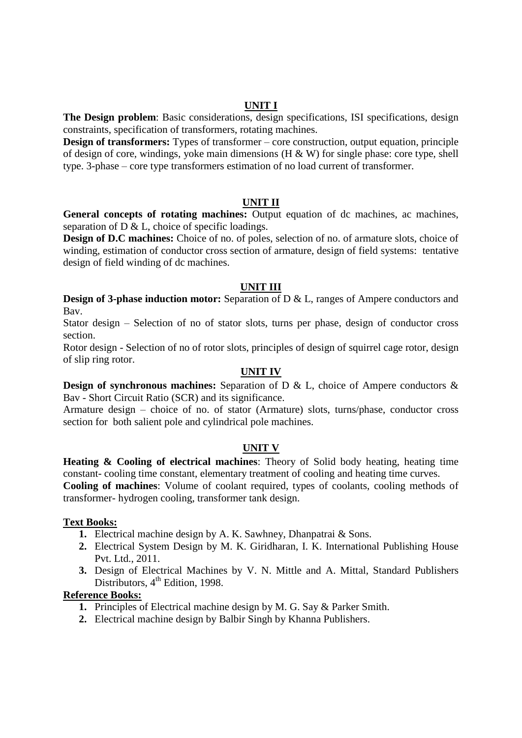## UNIT I

**The Design problem**: Basic considerations, design specifications, ISI specifications, design constraints, specification of transformers, rotating machines.

**Design of transformers:** Types of transformer – core construction, output equation, principle of design of core, windings, yoke main dimensions (H & W) for single phase: core type, shell type. 3-phase – core type transformers estimation of no load current of transformer.

## UNIT II

**General concepts of rotating machines:** Output equation of dc machines, ac machines, separation of D & L, choice of specific loadings.

**Design of D.C machines:** Choice of no. of poles, selection of no. of armature slots, choice of winding, estimation of conductor cross section of armature, design of field systems: tentative design of field winding of dc machines.

## UNIT III

**Design of 3-phase induction motor:** Separation of D & L, ranges of Ampere conductors and Bav.

Stator design – Selection of no of stator slots, turns per phase, design of conductor cross section.

Rotor design - Selection of no of rotor slots, principles of design of squirrel cage rotor, design of slip ring rotor.

## UNIT IV

**Design of synchronous machines:** Separation of D & L, choice of Ampere conductors & Bav - Short Circuit Ratio (SCR) and its significance.

Armature design – choice of no. of stator (Armature) slots, turns/phase, conductor cross section for both salient pole and cylindrical pole machines.

## UNIT V

**Heating & Cooling of electrical machines**: Theory of Solid body heating, heating time constant- cooling time constant, elementary treatment of cooling and heating time curves.

**Cooling of machines**: Volume of coolant required, types of coolants, cooling methods of transformer- hydrogen cooling, transformer tank design.

**Text Books:**

1. Electrical machine design by A. K. Sawhney, Dhanpatrai & Sons.
2. Electrical System Design by M. K. Giridharan, I. K. International Publishing House Pvt. Ltd., 2011.
3. Design of Electrical Machines by V. N. Mittle and A. Mittal, Standard Publishers Distributors, 4th Edition, 1998.

**Reference Books:**

1. Principles of Electrical machine design by M. G. Say & Parker Smith.
2. Electrical machine design by Balbir Singh by Khanna Publishers.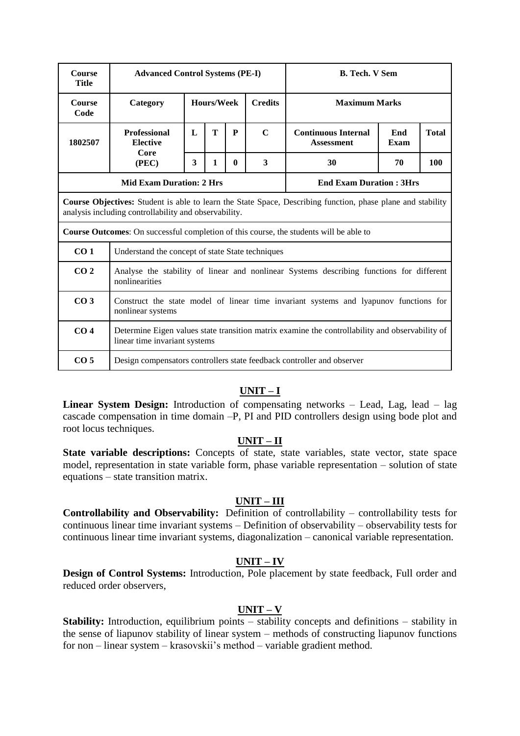| Course Title | Advanced Control Systems (PE-I) | | | | | B. Tech. V Sem | | |
|---|---|---|---|---|---|---|---|---|
| Course Code | Category | Hours/Week | | | Credits | Maximum Marks | | |
| 1802507 | Professional Elective Core (PEC) | L | T | P | C | Continuous Internal Assessment | End Exam | Total |
| | | 3 | 1 | 0 | 3 | 30 | 70 | 100 |
| Mid Exam Duration: 2 Hrs | | | | | | End Exam Duration : 3Hrs | | |

**Course Objectives:** Student is able to learn the State Space, Describing function, phase plane and stability analysis including controllability and observability.

**Course Outcomes**: On successful completion of this course, the students will be able to

| | |
|---|---|
| CO 1 | Understand the concept of state State techniques |
| CO 2 | Analyse the stability of linear and nonlinear Systems describing functions for different nonlinearities |
| CO 3 | Construct the state model of linear time invariant systems and lyapunov functions for nonlinear systems |
| CO 4 | Determine Eigen values state transition matrix examine the controllability and observability of linear time invariant systems |
| CO 5 | Design compensators controllers state feedback controller and observer |

## UNIT – I

**Linear System Design:** Introduction of compensating networks – Lead, Lag, lead – lag cascade compensation in time domain –P, PI and PID controllers design using bode plot and root locus techniques.

## UNIT – II

**State variable descriptions:** Concepts of state, state variables, state vector, state space model, representation in state variable form, phase variable representation – solution of state equations – state transition matrix.

## UNIT – III

**Controllability and Observability:** Definition of controllability – controllability tests for continuous linear time invariant systems – Definition of observability – observability tests for continuous linear time invariant systems, diagonalization – canonical variable representation.

## UNIT – IV

**Design of Control Systems:** Introduction, Pole placement by state feedback, Full order and reduced order observers,

## UNIT – V

**Stability:** Introduction, equilibrium points – stability concepts and definitions – stability in the sense of liapunov stability of linear system – methods of constructing liapunov functions for non – linear system – krasovskii's method – variable gradient method.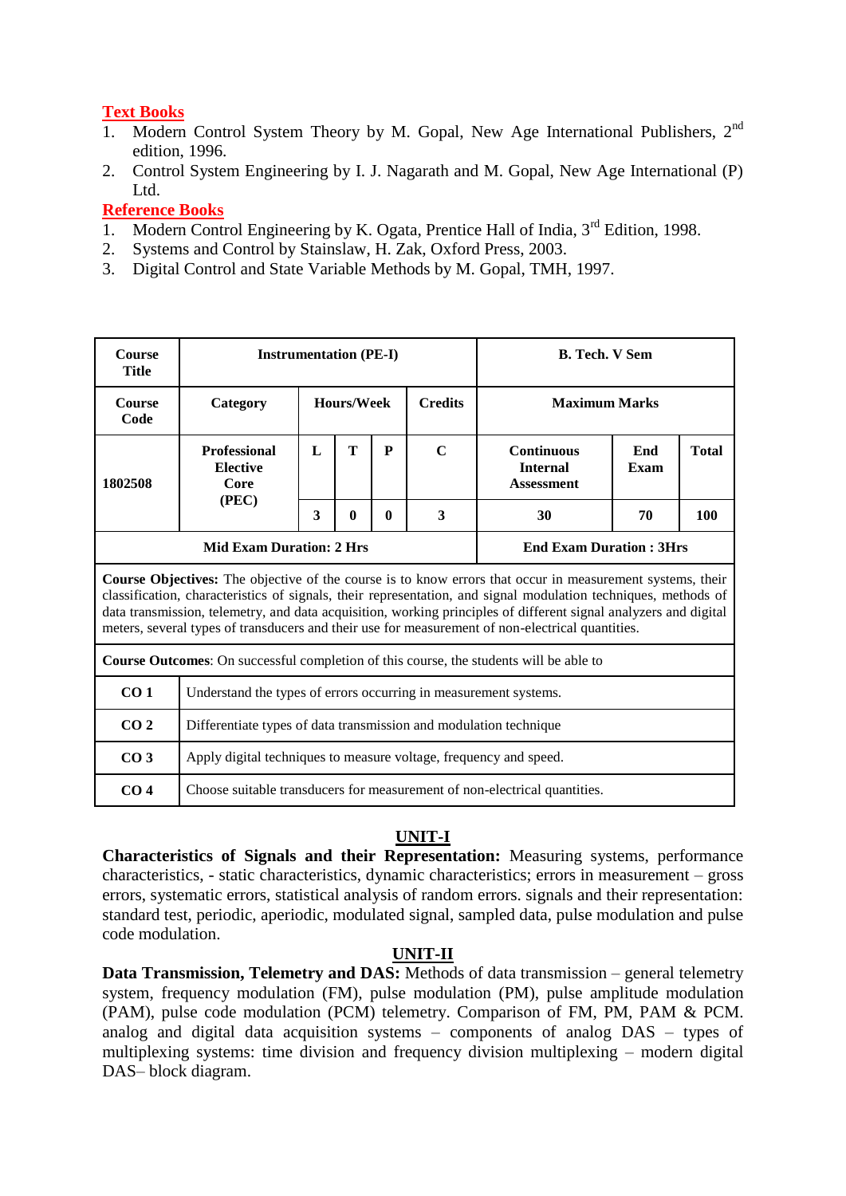**Text Books**

1. Modern Control System Theory by M. Gopal, New Age International Publishers, 2nd edition, 1996.
2. Control System Engineering by I. J. Nagarath and M. Gopal, New Age International (P) Ltd.

**Reference Books**

1. Modern Control Engineering by K. Ogata, Prentice Hall of India, 3rd Edition, 1998.
2. Systems and Control by Stainslaw, H. Zak, Oxford Press, 2003.
3. Digital Control and State Variable Methods by M. Gopal, TMH, 1997.

| **Course Title** | **Instrumentation (PE-I)** | | | | | **B. Tech. V Sem** | | |
|---|---|---|---|---|---|---|---|---|
| **Course Code** | **Category** | **Hours/Week** | | | **Credits** | **Maximum Marks** | | |
| | | **L** | **T** | **P** | **C** | **Continuous Internal Assessment** | **End Exam** | **Total** |
| **1802508** | **Professional Elective Core (PEC)** | **3** | **0** | **0** | **3** | **30** | **70** | **100** |
| **Mid Exam Duration: 2 Hrs** | | | | | | **End Exam Duration : 3Hrs** | | |

**Course Objectives:** The objective of the course is to know errors that occur in measurement systems, their classification, characteristics of signals, their representation, and signal modulation techniques, methods of data transmission, telemetry, and data acquisition, working principles of different signal analyzers and digital meters, several types of transducers and their use for measurement of non-electrical quantities.

**Course Outcomes**: On successful completion of this course, the students will be able to

| | |
|---|---|
| **CO 1** | Understand the types of errors occurring in measurement systems. |
| **CO 2** | Differentiate types of data transmission and modulation technique |
| **CO 3** | Apply digital techniques to measure voltage, frequency and speed. |
| **CO 4** | Choose suitable transducers for measurement of non-electrical quantities. |

## UNIT-I

**Characteristics of Signals and their Representation:** Measuring systems, performance characteristics, - static characteristics, dynamic characteristics; errors in measurement – gross errors, systematic errors, statistical analysis of random errors. signals and their representation: standard test, periodic, aperiodic, modulated signal, sampled data, pulse modulation and pulse code modulation.

## UNIT-II

**Data Transmission, Telemetry and DAS:** Methods of data transmission – general telemetry system, frequency modulation (FM), pulse modulation (PM), pulse amplitude modulation (PAM), pulse code modulation (PCM) telemetry. Comparison of FM, PM, PAM & PCM. analog and digital data acquisition systems – components of analog DAS – types of multiplexing systems: time division and frequency division multiplexing – modern digital DAS– block diagram.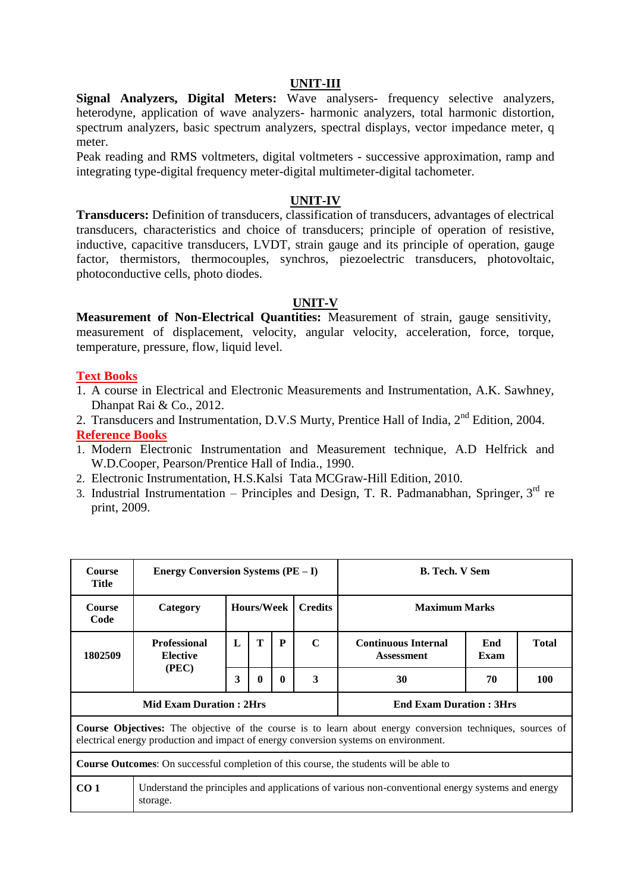## UNIT-III

**Signal Analyzers, Digital Meters:** Wave analysers- frequency selective analyzers, heterodyne, application of wave analyzers- harmonic analyzers, total harmonic distortion, spectrum analyzers, basic spectrum analyzers, spectral displays, vector impedance meter, q meter.

Peak reading and RMS voltmeters, digital voltmeters - successive approximation, ramp and integrating type-digital frequency meter-digital multimeter-digital tachometer.

## UNIT-IV

**Transducers:** Definition of transducers, classification of transducers, advantages of electrical transducers, characteristics and choice of transducers; principle of operation of resistive, inductive, capacitive transducers, LVDT, strain gauge and its principle of operation, gauge factor, thermistors, thermocouples, synchros, piezoelectric transducers, photovoltaic, photoconductive cells, photo diodes.

## UNIT-V

**Measurement of Non-Electrical Quantities:** Measurement of strain, gauge sensitivity, measurement of displacement, velocity, angular velocity, acceleration, force, torque, temperature, pressure, flow, liquid level.

**Text Books**

1. A course in Electrical and Electronic Measurements and Instrumentation, A.K. Sawhney, Dhanpat Rai & Co., 2012.
2. Transducers and Instrumentation, D.V.S Murty, Prentice Hall of India, 2nd Edition, 2004.

**Reference Books**

1. Modern Electronic Instrumentation and Measurement technique, A.D Helfrick and W.D.Cooper, Pearson/Prentice Hall of India., 1990.
2. Electronic Instrumentation, H.S.Kalsi Tata MCGraw-Hill Edition, 2010.
3. Industrial Instrumentation – Principles and Design, T. R. Padmanabhan, Springer, 3rd re print, 2009.

| **Course Title** | **Energy Conversion Systems (PE – I)** | | | | | **B. Tech. V Sem** | | |
|---|---|---|---|---|---|---|---|---|
| **Course Code** | **Category** | **Hours/Week** | | | **Credits** | **Maximum Marks** | | |
| **1802509** | **Professional Elective (PEC)** | **L** | **T** | **P** | **C** | **Continuous Internal Assessment** | **End Exam** | **Total** |
| | | **3** | **0** | **0** | **3** | **30** | **70** | **100** |
| **Mid Exam Duration : 2Hrs** | | | | | | **End Exam Duration : 3Hrs** | | |
| **Course Objectives:** The objective of the course is to learn about energy conversion techniques, sources of electrical energy production and impact of energy conversion systems on environment. | | | | | | | | |
| **Course Outcomes**: On successful completion of this course, the students will be able to | | | | | | | | |
| **CO 1** | Understand the principles and applications of various non-conventional energy systems and energy storage. | | | | | | | |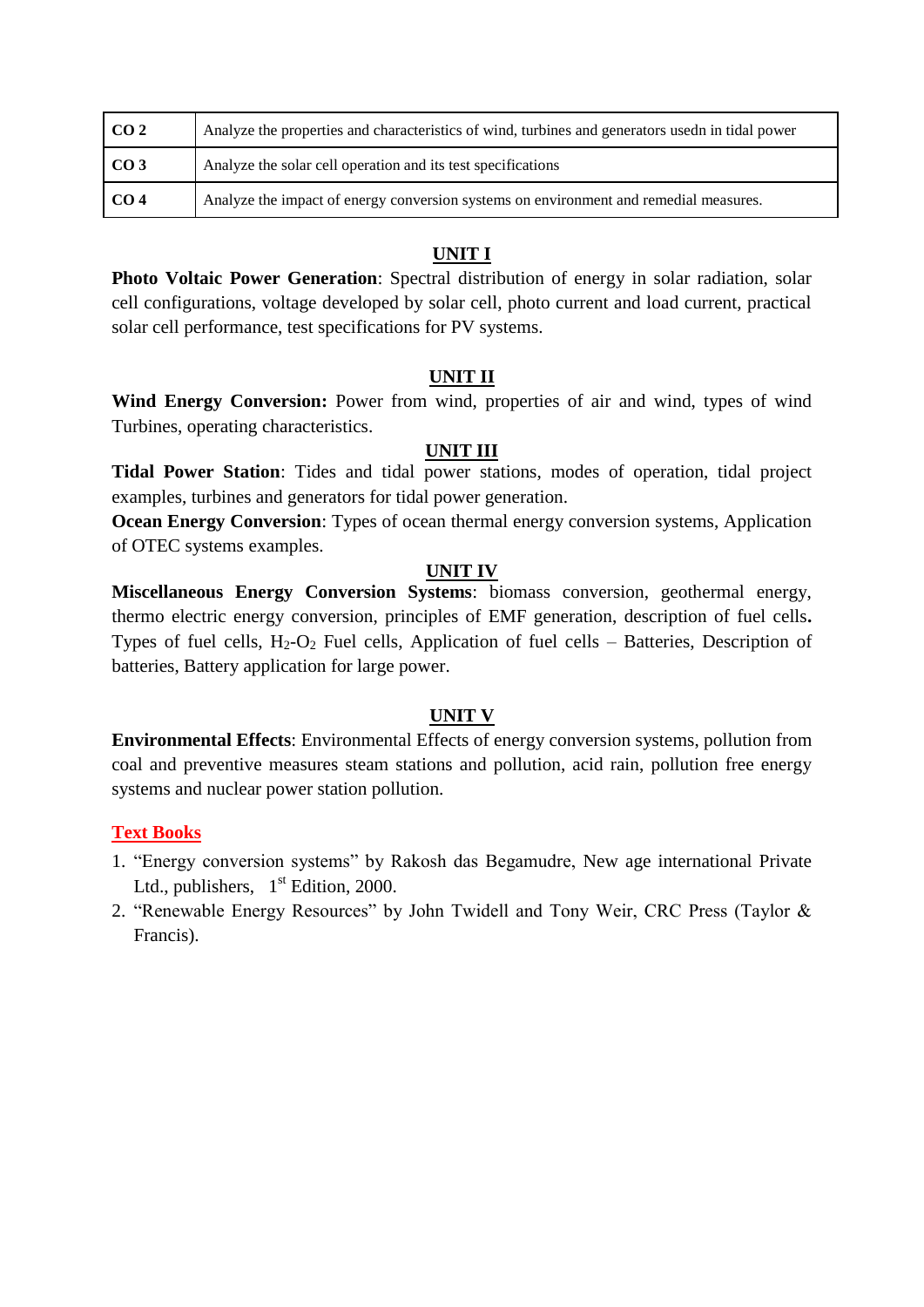| CO 2 | Analyze the properties and characteristics of wind, turbines and generators usedn in tidal power |
|---|---|
| CO 3 | Analyze the solar cell operation and its test specifications |
| CO 4 | Analyze the impact of energy conversion systems on environment and remedial measures. |

## UNIT I

**Photo Voltaic Power Generation**: Spectral distribution of energy in solar radiation, solar cell configurations, voltage developed by solar cell, photo current and load current, practical solar cell performance, test specifications for PV systems.

## UNIT II

**Wind Energy Conversion:** Power from wind, properties of air and wind, types of wind Turbines, operating characteristics.

## UNIT III

**Tidal Power Station**: Tides and tidal power stations, modes of operation, tidal project examples, turbines and generators for tidal power generation.

**Ocean Energy Conversion**: Types of ocean thermal energy conversion systems, Application of OTEC systems examples.

## UNIT IV

**Miscellaneous Energy Conversion Systems**: biomass conversion, geothermal energy, thermo electric energy conversion, principles of EMF generation, description of fuel cells**.** Types of fuel cells, $H_2$-$O_2$ Fuel cells, Application of fuel cells – Batteries, Description of batteries, Battery application for large power.

## UNIT V

**Environmental Effects**: Environmental Effects of energy conversion systems, pollution from coal and preventive measures steam stations and pollution, acid rain, pollution free energy systems and nuclear power station pollution.

## Text Books

1. "Energy conversion systems" by Rakosh das Begamudre, New age international Private Ltd., publishers, 1st Edition, 2000.
2. "Renewable Energy Resources" by John Twidell and Tony Weir, CRC Press (Taylor & Francis).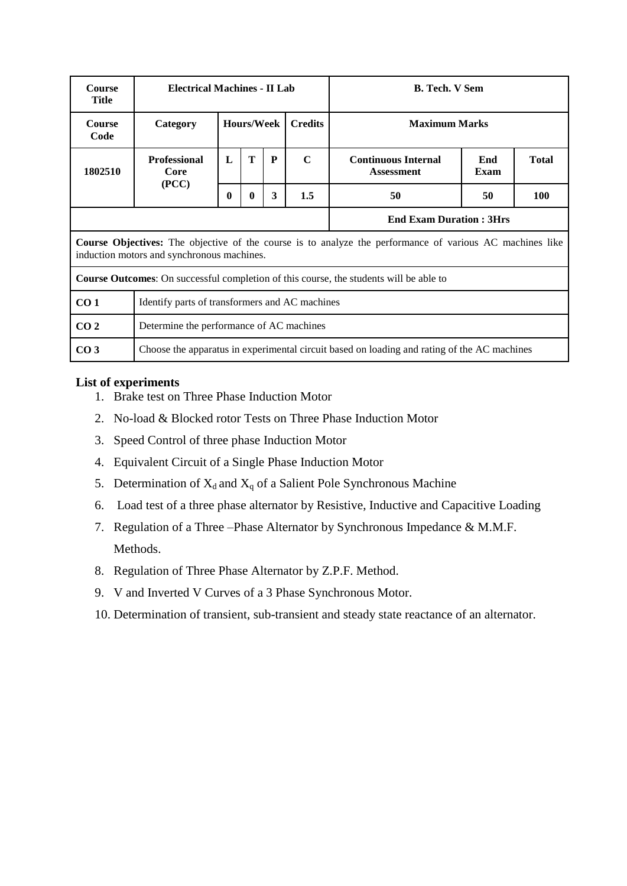| Course Title | Electrical Machines - II Lab | | | | | B. Tech. V Sem | | |
|---|---|---|---|---|---|---|---|---|
| **Course Code** | **Category** | **Hours/Week** | | | **Credits** | **Maximum Marks** | | |
| 1802510 | Professional Core (PCC) | L | T | P | C | Continuous Internal Assessment | End Exam | Total |
| | | 0 | 0 | 3 | 1.5 | 50 | 50 | 100 |
| | | | | | | **End Exam Duration : 3Hrs** | | |

**Course Objectives:** The objective of the course is to analyze the performance of various AC machines like induction motors and synchronous machines.

**Course Outcomes**: On successful completion of this course, the students will be able to

| | |
|---|---|
| **CO 1** | Identify parts of transformers and AC machines |
| **CO 2** | Determine the performance of AC machines |
| **CO 3** | Choose the apparatus in experimental circuit based on loading and rating of the AC machines |

**List of experiments**

1. Brake test on Three Phase Induction Motor
2. No-load & Blocked rotor Tests on Three Phase Induction Motor
3. Speed Control of three phase Induction Motor
4. Equivalent Circuit of a Single Phase Induction Motor
5. Determination of $X_d$ and $X_q$ of a Salient Pole Synchronous Machine
6. Load test of a three phase alternator by Resistive, Inductive and Capacitive Loading
7. Regulation of a Three –Phase Alternator by Synchronous Impedance & M.M.F. Methods.
8. Regulation of Three Phase Alternator by Z.P.F. Method.
9. V and Inverted V Curves of a 3 Phase Synchronous Motor.
10. Determination of transient, sub-transient and steady state reactance of an alternator.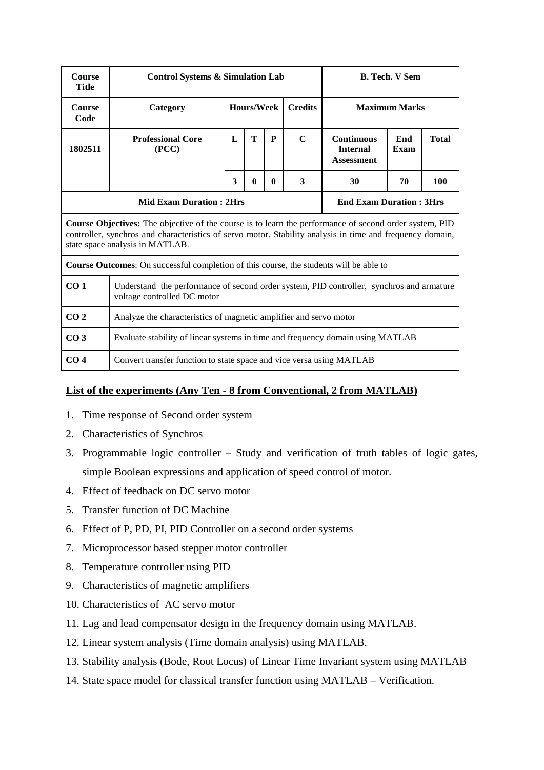| Course Title | Control Systems & Simulation Lab | | | | | B. Tech. V Sem | | |
|---|---|---|---|---|---|---|---|---|
| **Course Code** | **Category** | **Hours/Week** | | | **Credits** | **Maximum Marks** | | |
| **1802511** | **Professional Core (PCC)** | **L** | **T** | **P** | **C** | **Continuous Internal Assessment** | **End Exam** | **Total** |
| | | **3** | **0** | **0** | **3** | **30** | **70** | **100** |
| **Mid Exam Duration : 2Hrs** | | | | | | **End Exam Duration : 3Hrs** | | |

**Course Objectives:** The objective of the course is to learn the performance of second order system, PID controller, synchros and characteristics of servo motor. Stability analysis in time and frequency domain, state space analysis in MATLAB.

**Course Outcomes**: On successful completion of this course, the students will be able to

| | |
|---|---|
| **CO 1** | Understand the performance of second order system, PID controller, synchros and armature voltage controlled DC motor |
| **CO 2** | Analyze the characteristics of magnetic amplifier and servo motor |
| **CO 3** | Evaluate stability of linear systems in time and frequency domain using MATLAB |
| **CO 4** | Convert transfer function to state space and vice versa using MATLAB |

**List of the experiments (Any Ten - 8 from Conventional, 2 from MATLAB)**

1. Time response of Second order system
2. Characteristics of Synchros
3. Programmable logic controller – Study and verification of truth tables of logic gates, simple Boolean expressions and application of speed control of motor.
4. Effect of feedback on DC servo motor
5. Transfer function of DC Machine
6. Effect of P, PD, PI, PID Controller on a second order systems
7. Microprocessor based stepper motor controller
8. Temperature controller using PID
9. Characteristics of magnetic amplifiers
10. Characteristics of AC servo motor
11. Lag and lead compensator design in the frequency domain using MATLAB.
12. Linear system analysis (Time domain analysis) using MATLAB.
13. Stability analysis (Bode, Root Locus) of Linear Time Invariant system using MATLAB
14. State space model for classical transfer function using MATLAB – Verification.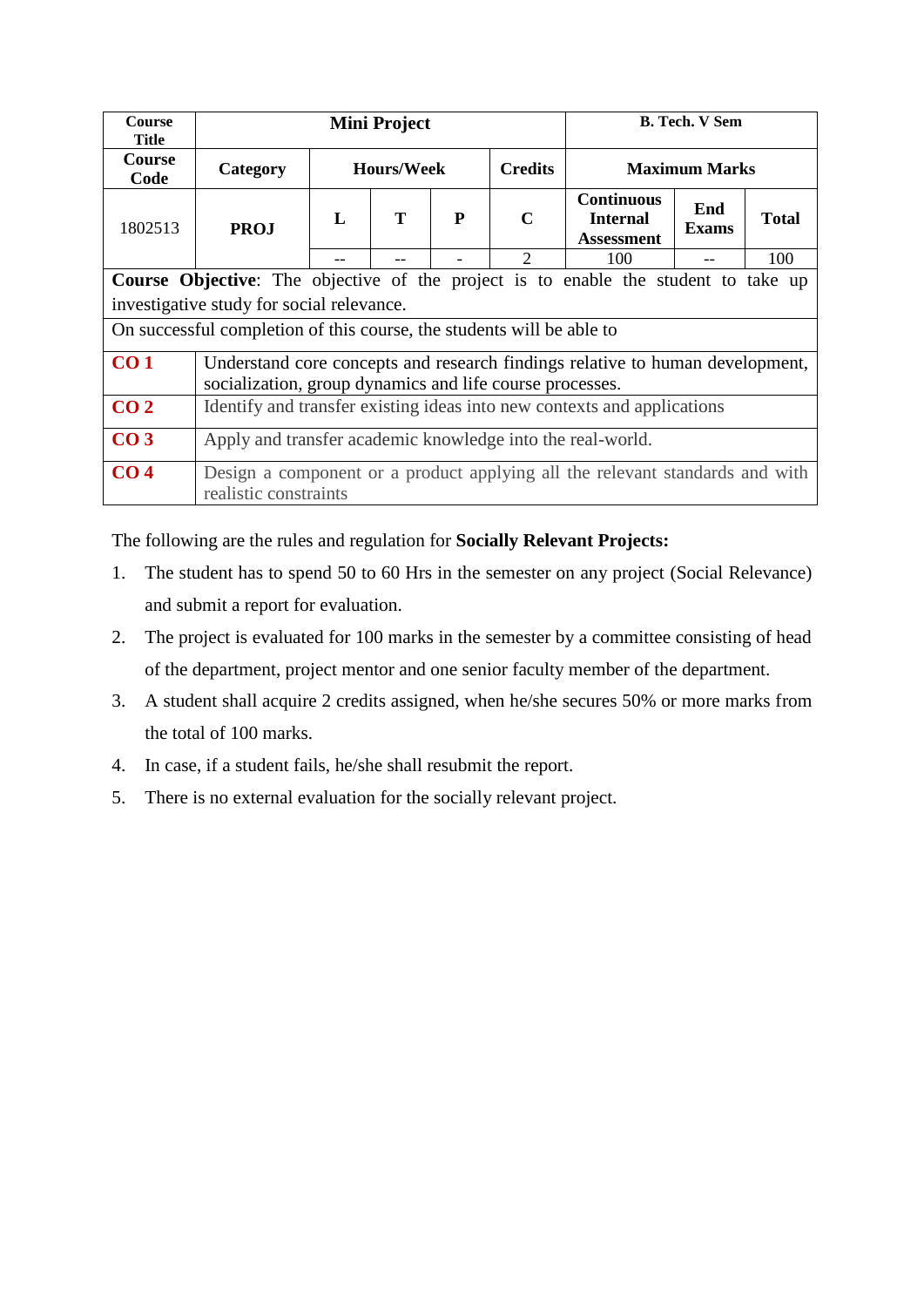| Course Title | Mini Project | | | | | B. Tech. V Sem | | |
|---|---|---|---|---|---|---|---|---|
| Course Code | Category | Hours/Week | | | Credits | Maximum Marks | | |
| 1802513 | PROJ | L | T | P | C | Continuous Internal Assessment | End Exams | Total |
| | | -- | -- | - | 2 | 100 | -- | 100 |

**Course Objective**: The objective of the project is to enable the student to take up investigative study for social relevance.

On successful completion of this course, the students will be able to

| | |
|---|---|
| **CO 1** | Understand core concepts and research findings relative to human development, socialization, group dynamics and life course processes. |
| **CO 2** | Identify and transfer existing ideas into new contexts and applications |
| **CO 3** | Apply and transfer academic knowledge into the real-world. |
| **CO 4** | Design a component or a product applying all the relevant standards and with realistic constraints |

The following are the rules and regulation for **Socially Relevant Projects:**

1. The student has to spend 50 to 60 Hrs in the semester on any project (Social Relevance) and submit a report for evaluation.
2. The project is evaluated for 100 marks in the semester by a committee consisting of head of the department, project mentor and one senior faculty member of the department.
3. A student shall acquire 2 credits assigned, when he/she secures 50% or more marks from the total of 100 marks.
4. In case, if a student fails, he/she shall resubmit the report.
5. There is no external evaluation for the socially relevant project.